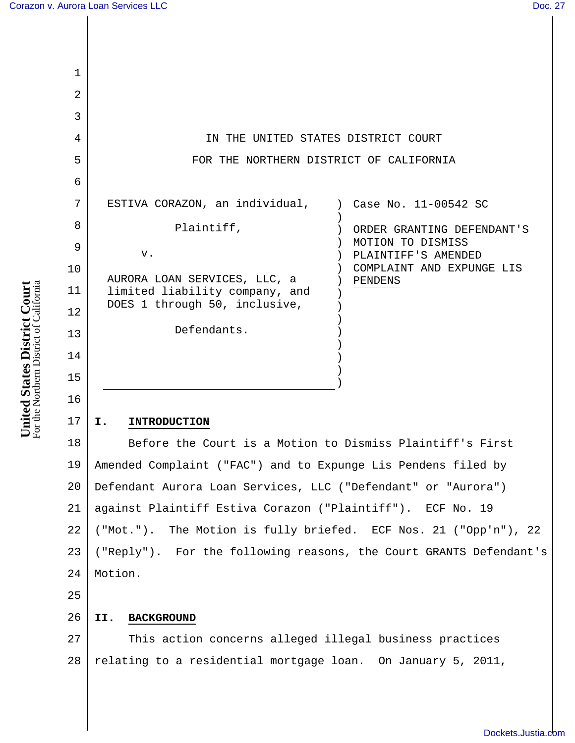IN THE UNITED STATES DISTRICT COURT

FOR THE NORTHERN DISTRICT OF CALIFORNIA

ESTIVA CORAZON, an individual,

Plaintiff,

v.

AURORA LOAN SERVICES, LLC, a limited liability company, and DOES 1 through 50, inclusive,

Defendants.

Case No. 11-00542 SC

ORDER GRANTING DEFENDANT'S MOTION TO DISMISS PLAINTIFF'S AMENDED COMPLAINT AND EXPUNGE LIS PENDENS

## I. INTRODUCTION

Before the Court is a Motion to Dismiss Plaintiff's First Amended Complaint ("FAC") and to Expunge Lis Pendens filed by Defendant Aurora Loan Services, LLC ("Defendant" or "Aurora") against Plaintiff Estiva Corazon ("Plaintiff"). ECF No. 19 ("Mot."). The Motion is fully briefed. ECF Nos. 21 ("Opp'n"), 22 ("Reply"). For the following reasons, the Court GRANTS Defendant's Motion.

## II. BACKGROUND

This action concerns alleged illegal business practices relating to a residential mortgage loan. On January 5, 2011,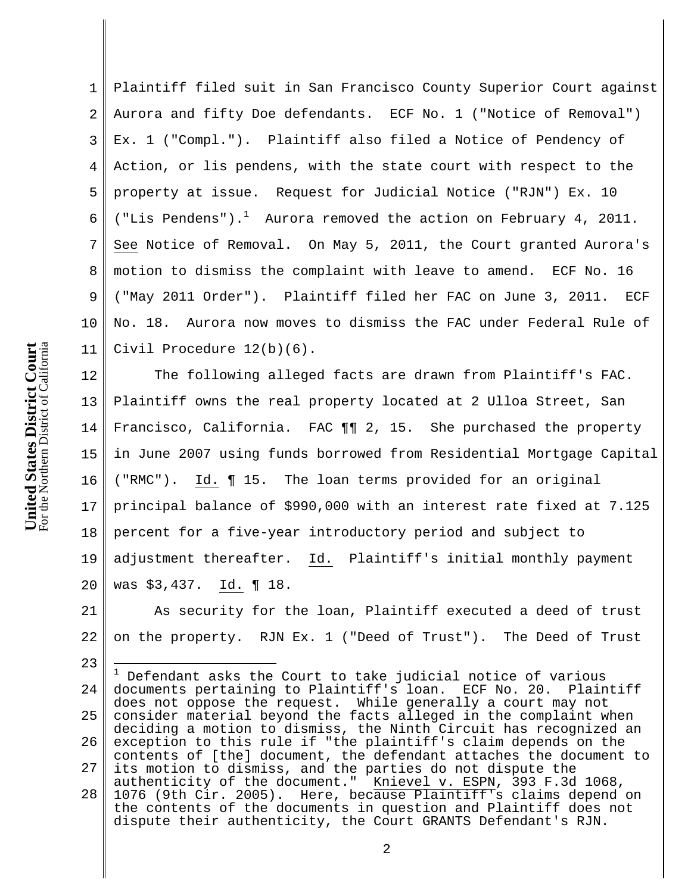Plaintiff filed suit in San Francisco County Superior Court against Aurora and fifty Doe defendants. ECF No. 1 ("Notice of Removal") Ex. 1 ("Compl."). Plaintiff also filed a Notice of Pendency of Action, or lis pendens, with the state court with respect to the property at issue. Request for Judicial Notice ("RJN") Ex. 10 ("Lis Pendens").[1] Aurora removed the action on February 4, 2011. See Notice of Removal. On May 5, 2011, the Court granted Aurora's motion to dismiss the complaint with leave to amend. ECF No. 16 ("May 2011 Order"). Plaintiff filed her FAC on June 3, 2011. ECF No. 18. Aurora now moves to dismiss the FAC under Federal Rule of Civil Procedure 12(b)(6).

The following alleged facts are drawn from Plaintiff's FAC. Plaintiff owns the real property located at 2 Ulloa Street, San Francisco, California. FAC ¶¶ 2, 15. She purchased the property in June 2007 using funds borrowed from Residential Mortgage Capital ("RMC"). Id. ¶ 15. The loan terms provided for an original principal balance of $990,000 with an interest rate fixed at 7.125 percent for a five-year introductory period and subject to adjustment thereafter. Id. Plaintiff's initial monthly payment was $3,437. Id. ¶ 18.

As security for the loan, Plaintiff executed a deed of trust on the property. RJN Ex. 1 ("Deed of Trust"). The Deed of Trust

---

[1] Defendant asks the Court to take judicial notice of various documents pertaining to Plaintiff's loan. ECF No. 20. Plaintiff does not oppose the request. While generally a court may not consider material beyond the facts alleged in the complaint when deciding a motion to dismiss, the Ninth Circuit has recognized an exception to this rule if "the plaintiff's claim depends on the contents of [the] document, the defendant attaches the document to its motion to dismiss, and the parties do not dispute the authenticity of the document." Knievel v. ESPN, 393 F.3d 1068, 1076 (9th Cir. 2005). Here, because Plaintiff's claims depend on the contents of the documents in question and Plaintiff does not dispute their authenticity, the Court GRANTS Defendant's RJN.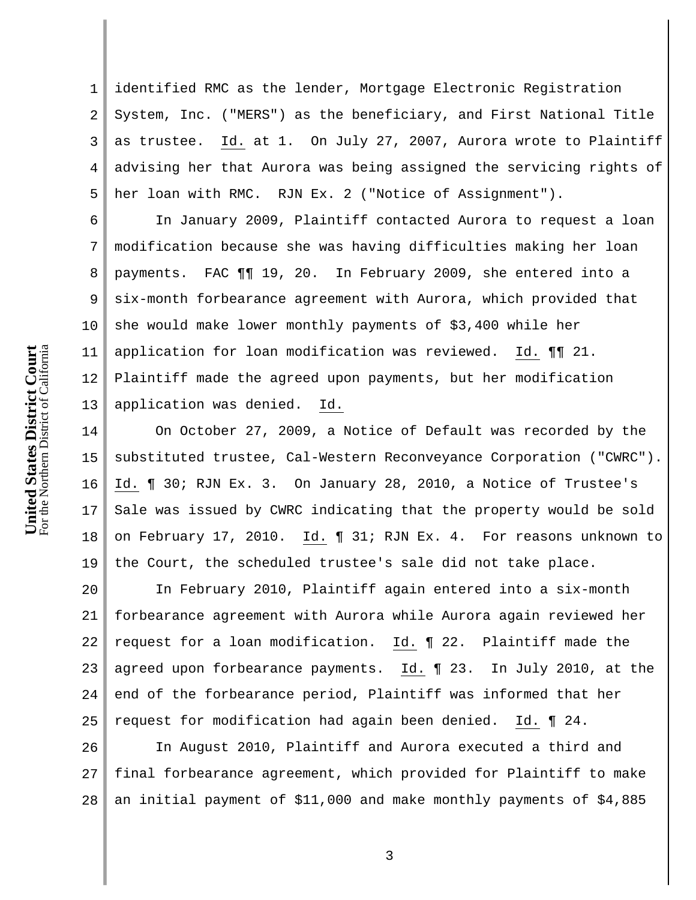identified RMC as the lender, Mortgage Electronic Registration System, Inc. ("MERS") as the beneficiary, and First National Title as trustee. Id. at 1. On July 27, 2007, Aurora wrote to Plaintiff advising her that Aurora was being assigned the servicing rights of her loan with RMC. RJN Ex. 2 ("Notice of Assignment").

In January 2009, Plaintiff contacted Aurora to request a loan modification because she was having difficulties making her loan payments. FAC ¶¶ 19, 20. In February 2009, she entered into a six-month forbearance agreement with Aurora, which provided that she would make lower monthly payments of $3,400 while her application for loan modification was reviewed. Id. ¶¶ 21. Plaintiff made the agreed upon payments, but her modification application was denied. Id.

On October 27, 2009, a Notice of Default was recorded by the substituted trustee, Cal-Western Reconveyance Corporation ("CWRC"). Id. ¶ 30; RJN Ex. 3. On January 28, 2010, a Notice of Trustee's Sale was issued by CWRC indicating that the property would be sold on February 17, 2010. Id. ¶ 31; RJN Ex. 4. For reasons unknown to the Court, the scheduled trustee's sale did not take place.

In February 2010, Plaintiff again entered into a six-month forbearance agreement with Aurora while Aurora again reviewed her request for a loan modification. Id. ¶ 22. Plaintiff made the agreed upon forbearance payments. Id. ¶ 23. In July 2010, at the end of the forbearance period, Plaintiff was informed that her request for modification had again been denied. Id. ¶ 24.

In August 2010, Plaintiff and Aurora executed a third and final forbearance agreement, which provided for Plaintiff to make an initial payment of $11,000 and make monthly payments of $4,885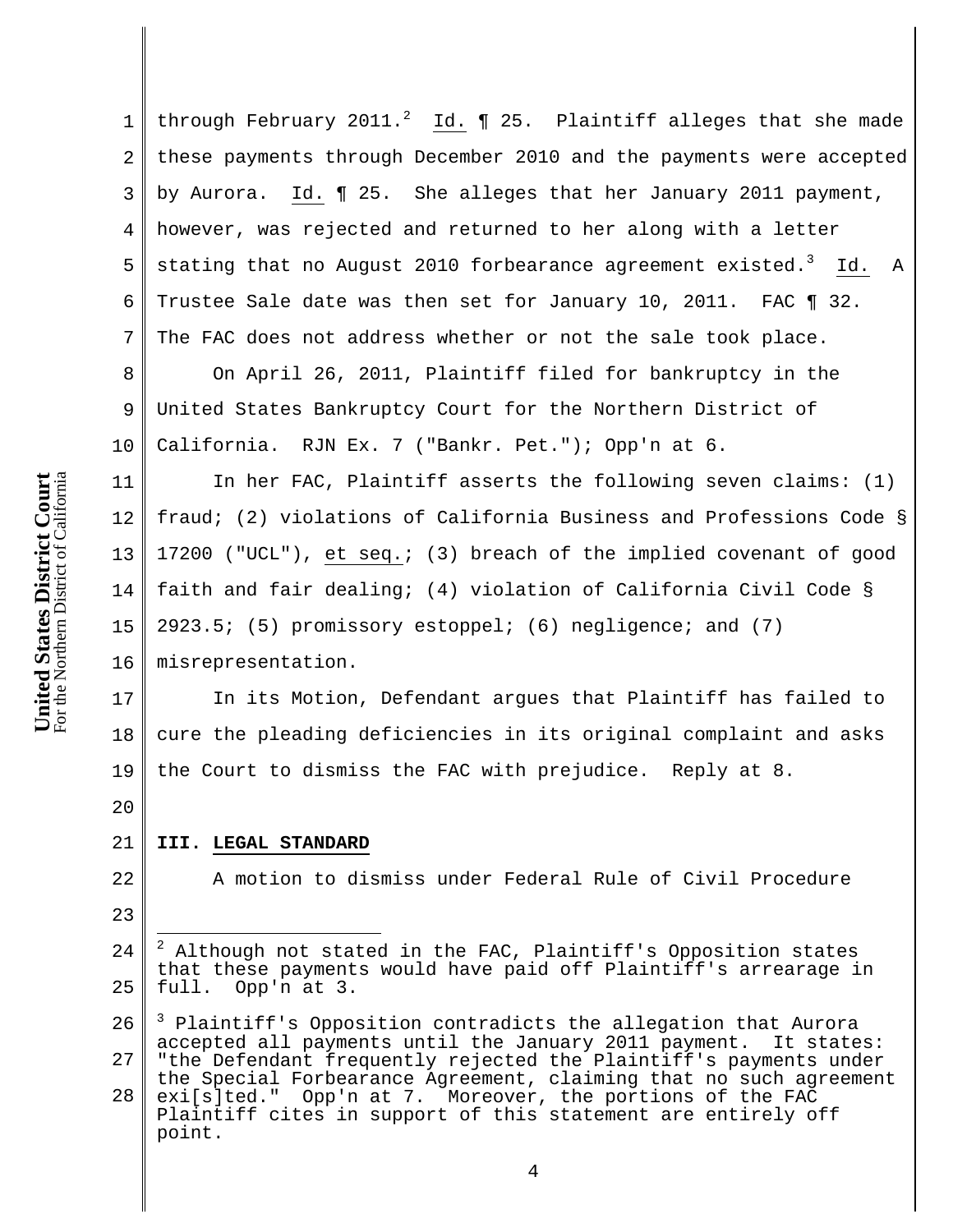through February 2011.[2] Id. ¶ 25. Plaintiff alleges that she made these payments through December 2010 and the payments were accepted by Aurora. Id. ¶ 25. She alleges that her January 2011 payment, however, was rejected and returned to her along with a letter stating that no August 2010 forbearance agreement existed.[3] Id. A Trustee Sale date was then set for January 10, 2011. FAC ¶ 32. The FAC does not address whether or not the sale took place.

On April 26, 2011, Plaintiff filed for bankruptcy in the United States Bankruptcy Court for the Northern District of California. RJN Ex. 7 ("Bankr. Pet."); Opp'n at 6.

In her FAC, Plaintiff asserts the following seven claims: (1) fraud; (2) violations of California Business and Professions Code § 17200 ("UCL"), et seq.; (3) breach of the implied covenant of good faith and fair dealing; (4) violation of California Civil Code § 2923.5; (5) promissory estoppel; (6) negligence; and (7) misrepresentation.

In its Motion, Defendant argues that Plaintiff has failed to cure the pleading deficiencies in its original complaint and asks the Court to dismiss the FAC with prejudice. Reply at 8.

## III. LEGAL STANDARD

A motion to dismiss under Federal Rule of Civil Procedure

---

[2] Although not stated in the FAC, Plaintiff's Opposition states that these payments would have paid off Plaintiff's arrearage in full. Opp'n at 3.

[3] Plaintiff's Opposition contradicts the allegation that Aurora accepted all payments until the January 2011 payment. It states: "the Defendant frequently rejected the Plaintiff's payments under the Special Forbearance Agreement, claiming that no such agreement exi[s]ted." Opp'n at 7. Moreover, the portions of the FAC Plaintiff cites in support of this statement are entirely off point.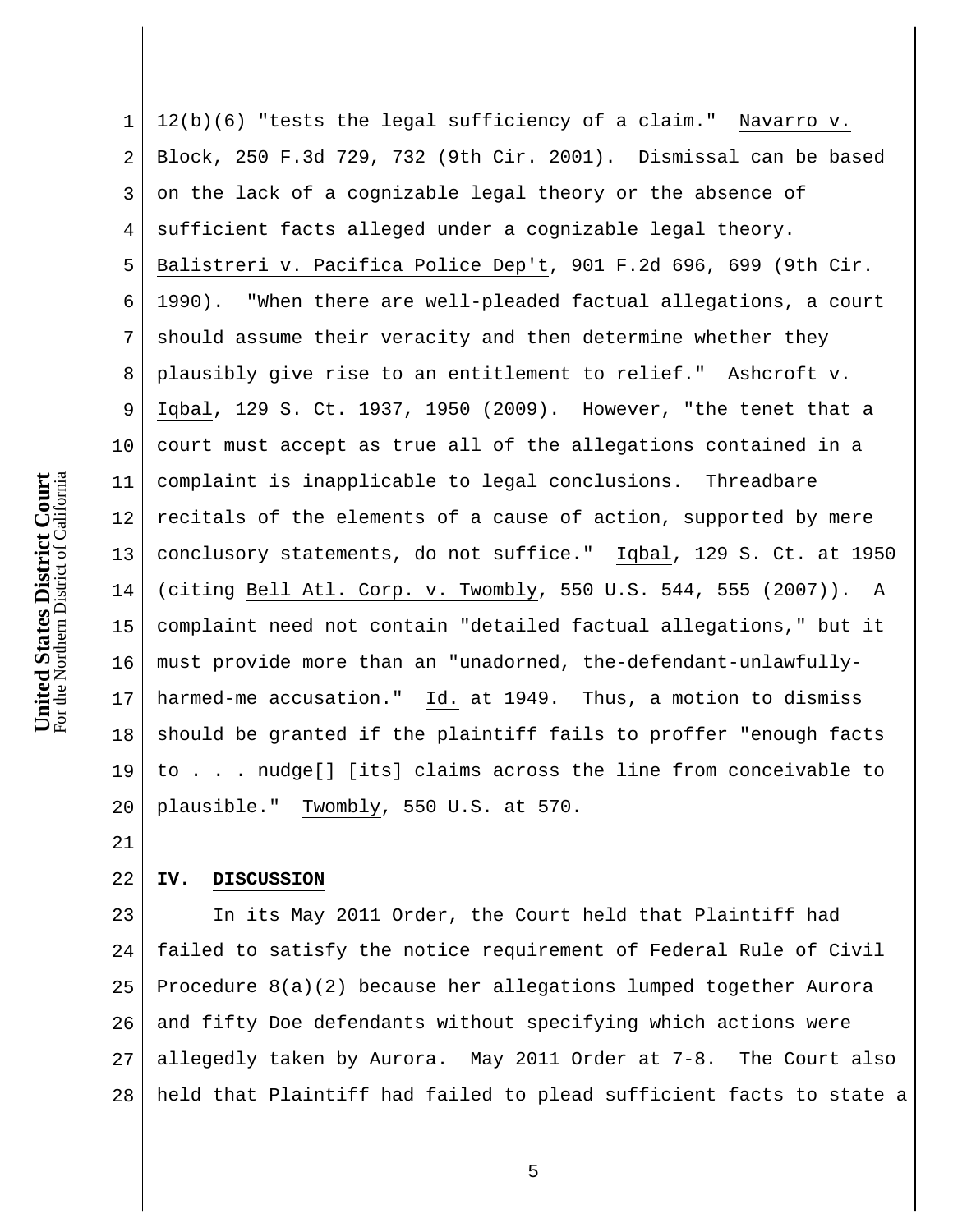12(b)(6) "tests the legal sufficiency of a claim." Navarro v. Block, 250 F.3d 729, 732 (9th Cir. 2001). Dismissal can be based on the lack of a cognizable legal theory or the absence of sufficient facts alleged under a cognizable legal theory. Balistreri v. Pacifica Police Dep't, 901 F.2d 696, 699 (9th Cir. 1990). "When there are well-pleaded factual allegations, a court should assume their veracity and then determine whether they plausibly give rise to an entitlement to relief." Ashcroft v. Iqbal, 129 S. Ct. 1937, 1950 (2009). However, "the tenet that a court must accept as true all of the allegations contained in a complaint is inapplicable to legal conclusions. Threadbare recitals of the elements of a cause of action, supported by mere conclusory statements, do not suffice." Iqbal, 129 S. Ct. at 1950 (citing Bell Atl. Corp. v. Twombly, 550 U.S. 544, 555 (2007)). A complaint need not contain "detailed factual allegations," but it must provide more than an "unadorned, the-defendant-unlawfully-harmed-me accusation." Id. at 1949. Thus, a motion to dismiss should be granted if the plaintiff fails to proffer "enough facts to . . . nudge[] [its] claims across the line from conceivable to plausible." Twombly, 550 U.S. at 570.

## IV. DISCUSSION

In its May 2011 Order, the Court held that Plaintiff had failed to satisfy the notice requirement of Federal Rule of Civil Procedure 8(a)(2) because her allegations lumped together Aurora and fifty Doe defendants without specifying which actions were allegedly taken by Aurora. May 2011 Order at 7-8. The Court also held that Plaintiff had failed to plead sufficient facts to state a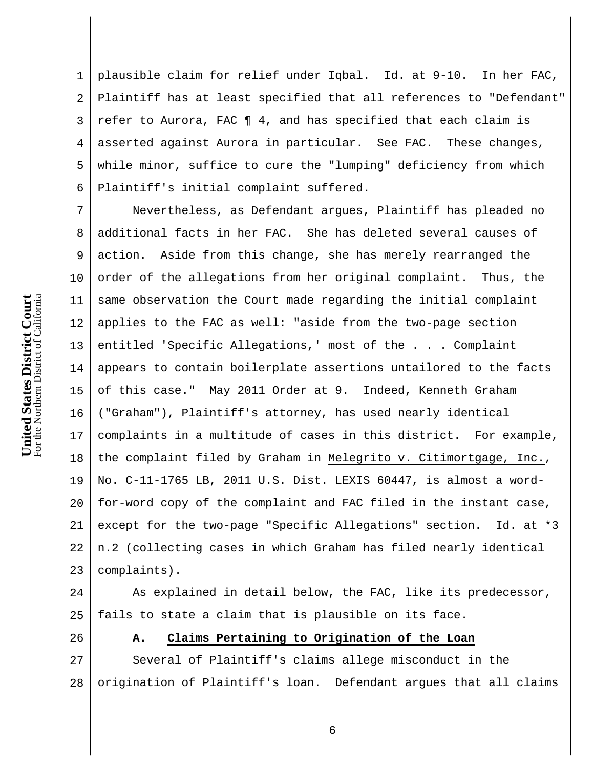plausible claim for relief under Iqbal. Id. at 9-10. In her FAC, Plaintiff has at least specified that all references to "Defendant" refer to Aurora, FAC ¶ 4, and has specified that each claim is asserted against Aurora in particular. See FAC. These changes, while minor, suffice to cure the "lumping" deficiency from which Plaintiff's initial complaint suffered.

Nevertheless, as Defendant argues, Plaintiff has pleaded no additional facts in her FAC. She has deleted several causes of action. Aside from this change, she has merely rearranged the order of the allegations from her original complaint. Thus, the same observation the Court made regarding the initial complaint applies to the FAC as well: "aside from the two-page section entitled 'Specific Allegations,' most of the . . . Complaint appears to contain boilerplate assertions untailored to the facts of this case." May 2011 Order at 9. Indeed, Kenneth Graham ("Graham"), Plaintiff's attorney, has used nearly identical complaints in a multitude of cases in this district. For example, the complaint filed by Graham in Melegrito v. Citimortgage, Inc., No. C-11-1765 LB, 2011 U.S. Dist. LEXIS 60447, is almost a word-for-word copy of the complaint and FAC filed in the instant case, except for the two-page "Specific Allegations" section. Id. at *3 n.2 (collecting cases in which Graham has filed nearly identical complaints).

As explained in detail below, the FAC, like its predecessor, fails to state a claim that is plausible on its face.

### A. Claims Pertaining to Origination of the Loan

Several of Plaintiff's claims allege misconduct in the origination of Plaintiff's loan. Defendant argues that all claims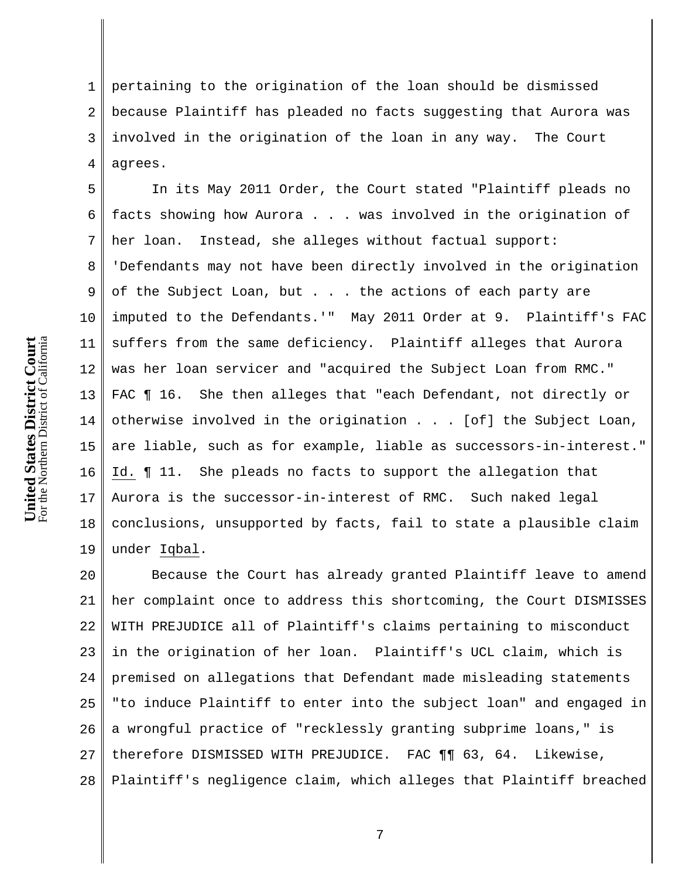pertaining to the origination of the loan should be dismissed because Plaintiff has pleaded no facts suggesting that Aurora was involved in the origination of the loan in any way. The Court agrees.

In its May 2011 Order, the Court stated "Plaintiff pleads no facts showing how Aurora . . . was involved in the origination of her loan. Instead, she alleges without factual support: 'Defendants may not have been directly involved in the origination of the Subject Loan, but . . . the actions of each party are imputed to the Defendants.'" May 2011 Order at 9. Plaintiff's FAC suffers from the same deficiency. Plaintiff alleges that Aurora was her loan servicer and "acquired the Subject Loan from RMC." FAC ¶ 16. She then alleges that "each Defendant, not directly or otherwise involved in the origination . . . [of] the Subject Loan, are liable, such as for example, liable as successors-in-interest." Id. ¶ 11. She pleads no facts to support the allegation that Aurora is the successor-in-interest of RMC. Such naked legal conclusions, unsupported by facts, fail to state a plausible claim under Iqbal.

Because the Court has already granted Plaintiff leave to amend her complaint once to address this shortcoming, the Court DISMISSES WITH PREJUDICE all of Plaintiff's claims pertaining to misconduct in the origination of her loan. Plaintiff's UCL claim, which is premised on allegations that Defendant made misleading statements "to induce Plaintiff to enter into the subject loan" and engaged in a wrongful practice of "recklessly granting subprime loans," is therefore DISMISSED WITH PREJUDICE. FAC ¶¶ 63, 64. Likewise, Plaintiff's negligence claim, which alleges that Plaintiff breached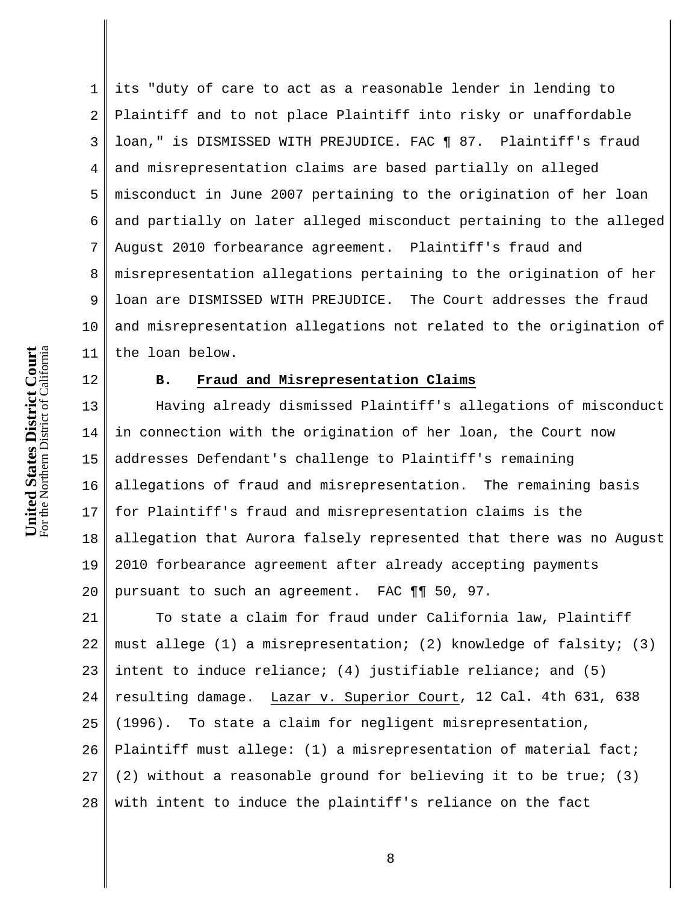its "duty of care to act as a reasonable lender in lending to Plaintiff and to not place Plaintiff into risky or unaffordable loan," is DISMISSED WITH PREJUDICE. FAC ¶ 87. Plaintiff's fraud and misrepresentation claims are based partially on alleged misconduct in June 2007 pertaining to the origination of her loan and partially on later alleged misconduct pertaining to the alleged August 2010 forbearance agreement. Plaintiff's fraud and misrepresentation allegations pertaining to the origination of her loan are DISMISSED WITH PREJUDICE. The Court addresses the fraud and misrepresentation allegations not related to the origination of the loan below.

### B. Fraud and Misrepresentation Claims

Having already dismissed Plaintiff's allegations of misconduct in connection with the origination of her loan, the Court now addresses Defendant's challenge to Plaintiff's remaining allegations of fraud and misrepresentation. The remaining basis for Plaintiff's fraud and misrepresentation claims is the allegation that Aurora falsely represented that there was no August 2010 forbearance agreement after already accepting payments pursuant to such an agreement. FAC ¶¶ 50, 97.

To state a claim for fraud under California law, Plaintiff must allege (1) a misrepresentation; (2) knowledge of falsity; (3) intent to induce reliance; (4) justifiable reliance; and (5) resulting damage. Lazar v. Superior Court, 12 Cal. 4th 631, 638 (1996). To state a claim for negligent misrepresentation, Plaintiff must allege: (1) a misrepresentation of material fact; (2) without a reasonable ground for believing it to be true; (3) with intent to induce the plaintiff's reliance on the fact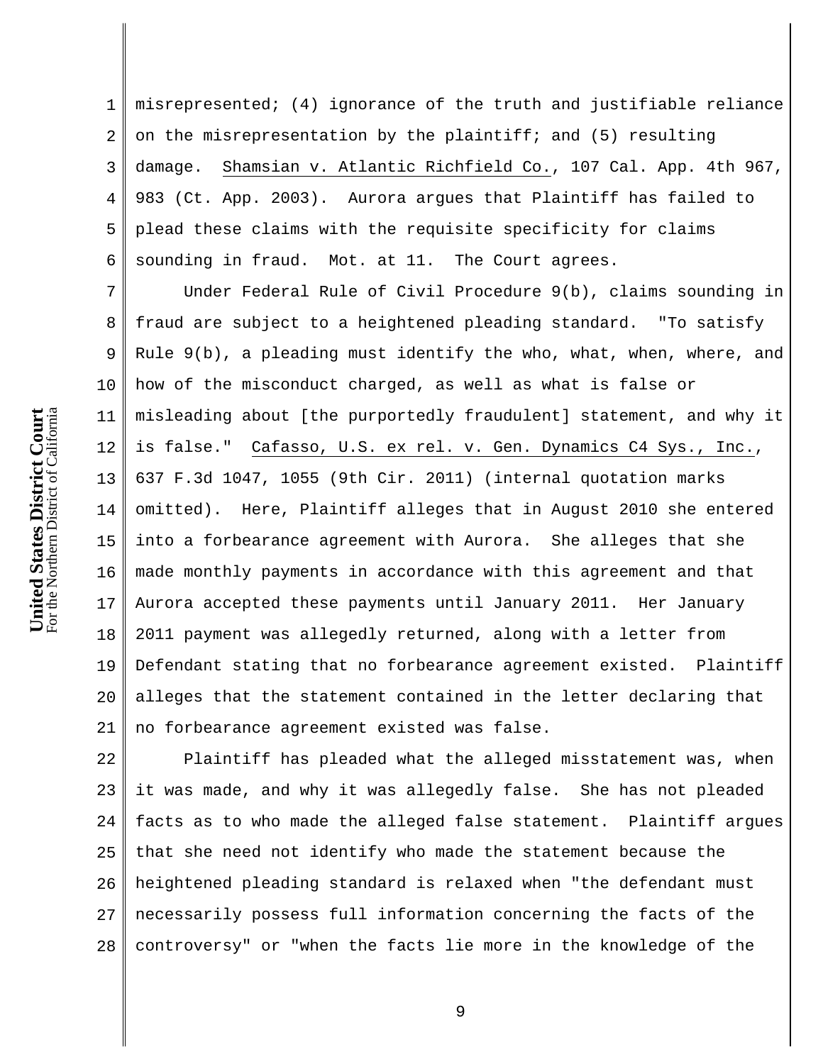misrepresented; (4) ignorance of the truth and justifiable reliance on the misrepresentation by the plaintiff; and (5) resulting damage. Shamsian v. Atlantic Richfield Co., 107 Cal. App. 4th 967, 983 (Ct. App. 2003). Aurora argues that Plaintiff has failed to plead these claims with the requisite specificity for claims sounding in fraud. Mot. at 11. The Court agrees.

Under Federal Rule of Civil Procedure 9(b), claims sounding in fraud are subject to a heightened pleading standard. "To satisfy Rule 9(b), a pleading must identify the who, what, when, where, and how of the misconduct charged, as well as what is false or misleading about [the purportedly fraudulent] statement, and why it is false." Cafasso, U.S. ex rel. v. Gen. Dynamics C4 Sys., Inc., 637 F.3d 1047, 1055 (9th Cir. 2011) (internal quotation marks omitted). Here, Plaintiff alleges that in August 2010 she entered into a forbearance agreement with Aurora. She alleges that she made monthly payments in accordance with this agreement and that Aurora accepted these payments until January 2011. Her January 2011 payment was allegedly returned, along with a letter from Defendant stating that no forbearance agreement existed. Plaintiff alleges that the statement contained in the letter declaring that no forbearance agreement existed was false.

Plaintiff has pleaded what the alleged misstatement was, when it was made, and why it was allegedly false. She has not pleaded facts as to who made the alleged false statement. Plaintiff argues that she need not identify who made the statement because the heightened pleading standard is relaxed when "the defendant must necessarily possess full information concerning the facts of the controversy" or "when the facts lie more in the knowledge of the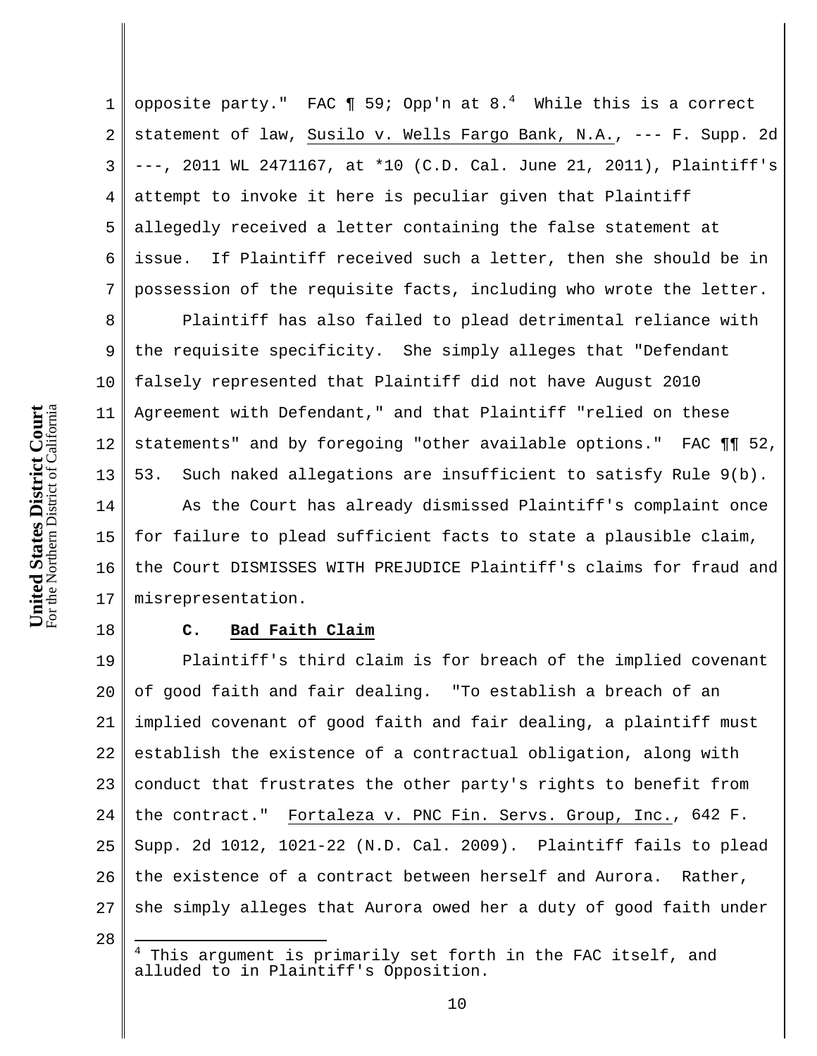opposite party." FAC ¶ 59; Opp'n at 8.[4] While this is a correct statement of law, Susilo v. Wells Fargo Bank, N.A., --- F. Supp. 2d ---, 2011 WL 2471167, at *10 (C.D. Cal. June 21, 2011), Plaintiff's attempt to invoke it here is peculiar given that Plaintiff allegedly received a letter containing the false statement at issue. If Plaintiff received such a letter, then she should be in possession of the requisite facts, including who wrote the letter.

Plaintiff has also failed to plead detrimental reliance with the requisite specificity. She simply alleges that "Defendant falsely represented that Plaintiff did not have August 2010 Agreement with Defendant," and that Plaintiff "relied on these statements" and by foregoing "other available options." FAC ¶¶ 52, 53. Such naked allegations are insufficient to satisfy Rule 9(b).

As the Court has already dismissed Plaintiff's complaint once for failure to plead sufficient facts to state a plausible claim, the Court DISMISSES WITH PREJUDICE Plaintiff's claims for fraud and misrepresentation.

### C. Bad Faith Claim

Plaintiff's third claim is for breach of the implied covenant of good faith and fair dealing. "To establish a breach of an implied covenant of good faith and fair dealing, a plaintiff must establish the existence of a contractual obligation, along with conduct that frustrates the other party's rights to benefit from the contract." Fortaleza v. PNC Fin. Servs. Group, Inc., 642 F. Supp. 2d 1012, 1021-22 (N.D. Cal. 2009). Plaintiff fails to plead the existence of a contract between herself and Aurora. Rather, she simply alleges that Aurora owed her a duty of good faith under

---

[4] This argument is primarily set forth in the FAC itself, and alluded to in Plaintiff's Opposition.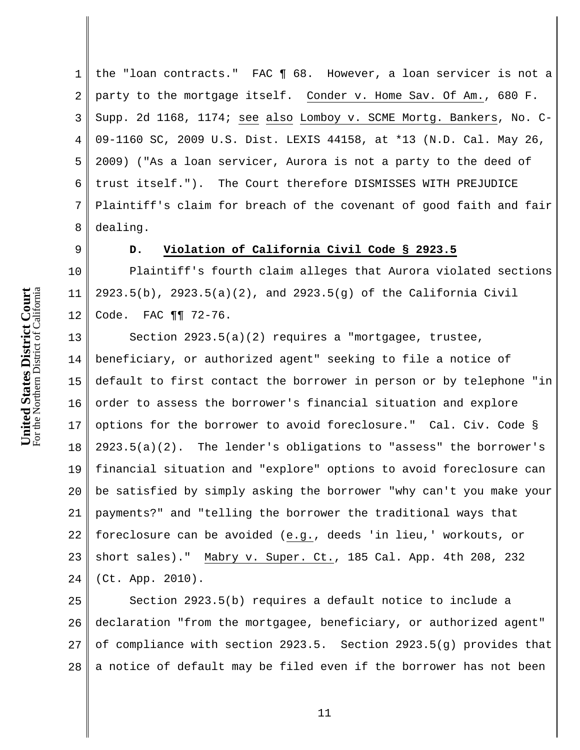the "loan contracts." FAC ¶ 68. However, a loan servicer is not a party to the mortgage itself. Conder v. Home Sav. Of Am., 680 F. Supp. 2d 1168, 1174; see also Lomboy v. SCME Mortg. Bankers, No. C-09-1160 SC, 2009 U.S. Dist. LEXIS 44158, at *13 (N.D. Cal. May 26, 2009) ("As a loan servicer, Aurora is not a party to the deed of trust itself."). The Court therefore DISMISSES WITH PREJUDICE Plaintiff's claim for breach of the covenant of good faith and fair dealing.

### D. Violation of California Civil Code § 2923.5

Plaintiff's fourth claim alleges that Aurora violated sections 2923.5(b), 2923.5(a)(2), and 2923.5(g) of the California Civil Code. FAC ¶¶ 72-76.

Section 2923.5(a)(2) requires a "mortgagee, trustee, beneficiary, or authorized agent" seeking to file a notice of default to first contact the borrower in person or by telephone "in order to assess the borrower's financial situation and explore options for the borrower to avoid foreclosure." Cal. Civ. Code § 2923.5(a)(2). The lender's obligations to "assess" the borrower's financial situation and "explore" options to avoid foreclosure can be satisfied by simply asking the borrower "why can't you make your payments?" and "telling the borrower the traditional ways that foreclosure can be avoided (e.g., deeds 'in lieu,' workouts, or short sales)." Mabry v. Super. Ct., 185 Cal. App. 4th 208, 232 (Ct. App. 2010).

Section 2923.5(b) requires a default notice to include a declaration "from the mortgagee, beneficiary, or authorized agent" of compliance with section 2923.5. Section 2923.5(g) provides that a notice of default may be filed even if the borrower has not been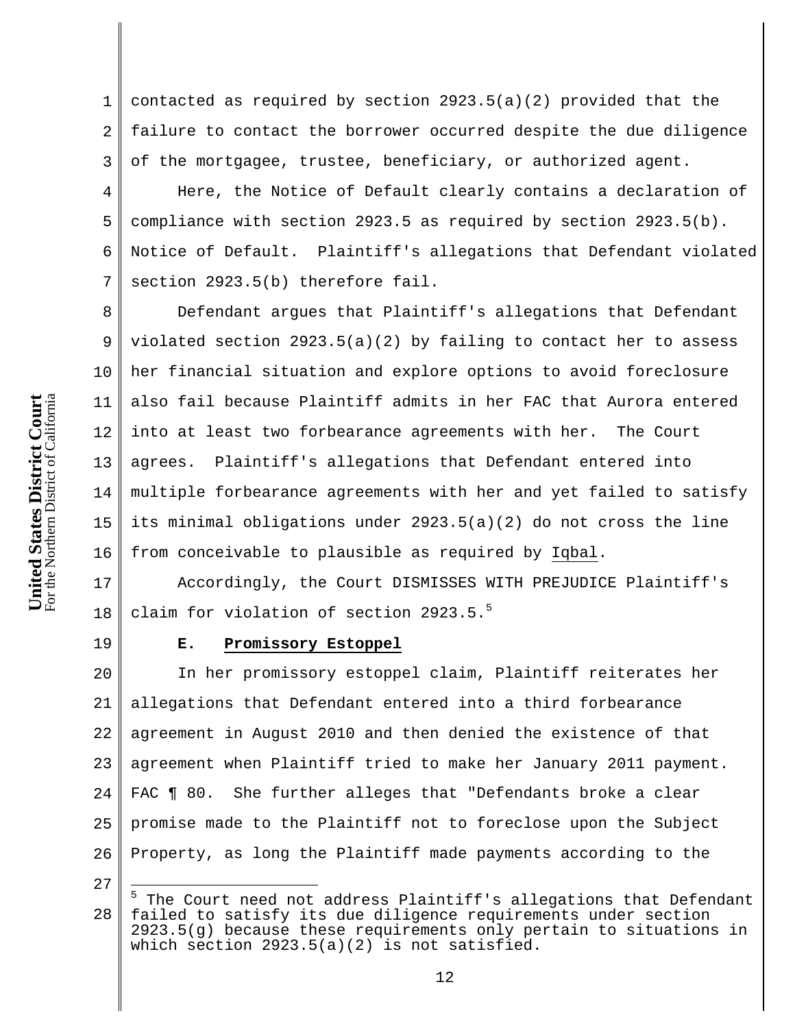contacted as required by section 2923.5(a)(2) provided that the failure to contact the borrower occurred despite the due diligence of the mortgagee, trustee, beneficiary, or authorized agent.

Here, the Notice of Default clearly contains a declaration of compliance with section 2923.5 as required by section 2923.5(b). Notice of Default. Plaintiff's allegations that Defendant violated section 2923.5(b) therefore fail.

Defendant argues that Plaintiff's allegations that Defendant violated section 2923.5(a)(2) by failing to contact her to assess her financial situation and explore options to avoid foreclosure also fail because Plaintiff admits in her FAC that Aurora entered into at least two forbearance agreements with her. The Court agrees. Plaintiff's allegations that Defendant entered into multiple forbearance agreements with her and yet failed to satisfy its minimal obligations under 2923.5(a)(2) do not cross the line from conceivable to plausible as required by Iqbal.

Accordingly, the Court DISMISSES WITH PREJUDICE Plaintiff's claim for violation of section 2923.5.[5]

### E. Promissory Estoppel

In her promissory estoppel claim, Plaintiff reiterates her allegations that Defendant entered into a third forbearance agreement in August 2010 and then denied the existence of that agreement when Plaintiff tried to make her January 2011 payment. FAC ¶ 80. She further alleges that "Defendants broke a clear promise made to the Plaintiff not to foreclose upon the Subject Property, as long the Plaintiff made payments according to the

---

[5] The Court need not address Plaintiff's allegations that Defendant failed to satisfy its due diligence requirements under section 2923.5(g) because these requirements only pertain to situations in which section 2923.5(a)(2) is not satisfied.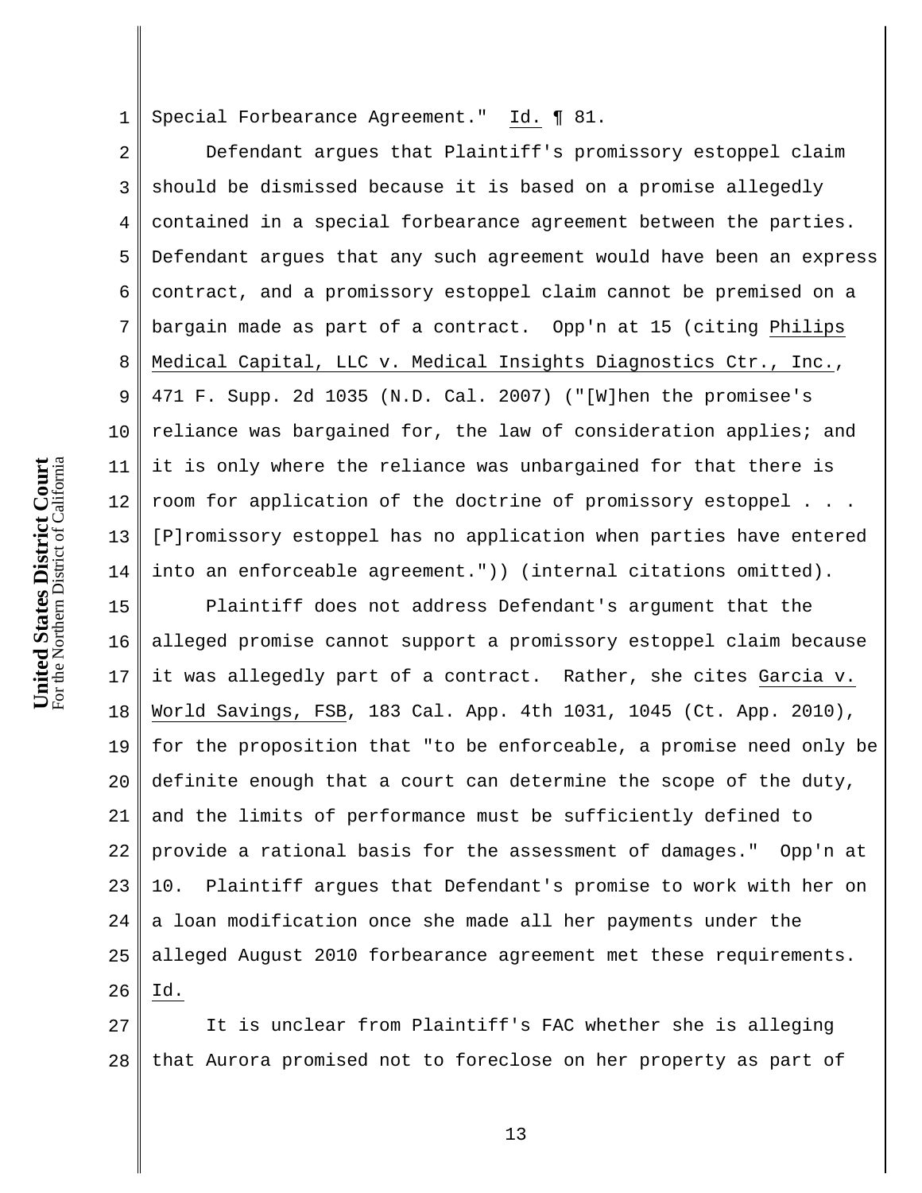Special Forbearance Agreement." Id. ¶ 81.

Defendant argues that Plaintiff's promissory estoppel claim should be dismissed because it is based on a promise allegedly contained in a special forbearance agreement between the parties. Defendant argues that any such agreement would have been an express contract, and a promissory estoppel claim cannot be premised on a bargain made as part of a contract. Opp'n at 15 (citing Philips Medical Capital, LLC v. Medical Insights Diagnostics Ctr., Inc., 471 F. Supp. 2d 1035 (N.D. Cal. 2007) ("[W]hen the promisee's reliance was bargained for, the law of consideration applies; and it is only where the reliance was unbargained for that there is room for application of the doctrine of promissory estoppel . . . [P]romissory estoppel has no application when parties have entered into an enforceable agreement.")) (internal citations omitted).

Plaintiff does not address Defendant's argument that the alleged promise cannot support a promissory estoppel claim because it was allegedly part of a contract. Rather, she cites Garcia v. World Savings, FSB, 183 Cal. App. 4th 1031, 1045 (Ct. App. 2010), for the proposition that "to be enforceable, a promise need only be definite enough that a court can determine the scope of the duty, and the limits of performance must be sufficiently defined to provide a rational basis for the assessment of damages." Opp'n at 10. Plaintiff argues that Defendant's promise to work with her on a loan modification once she made all her payments under the alleged August 2010 forbearance agreement met these requirements. Id.

It is unclear from Plaintiff's FAC whether she is alleging that Aurora promised not to foreclose on her property as part of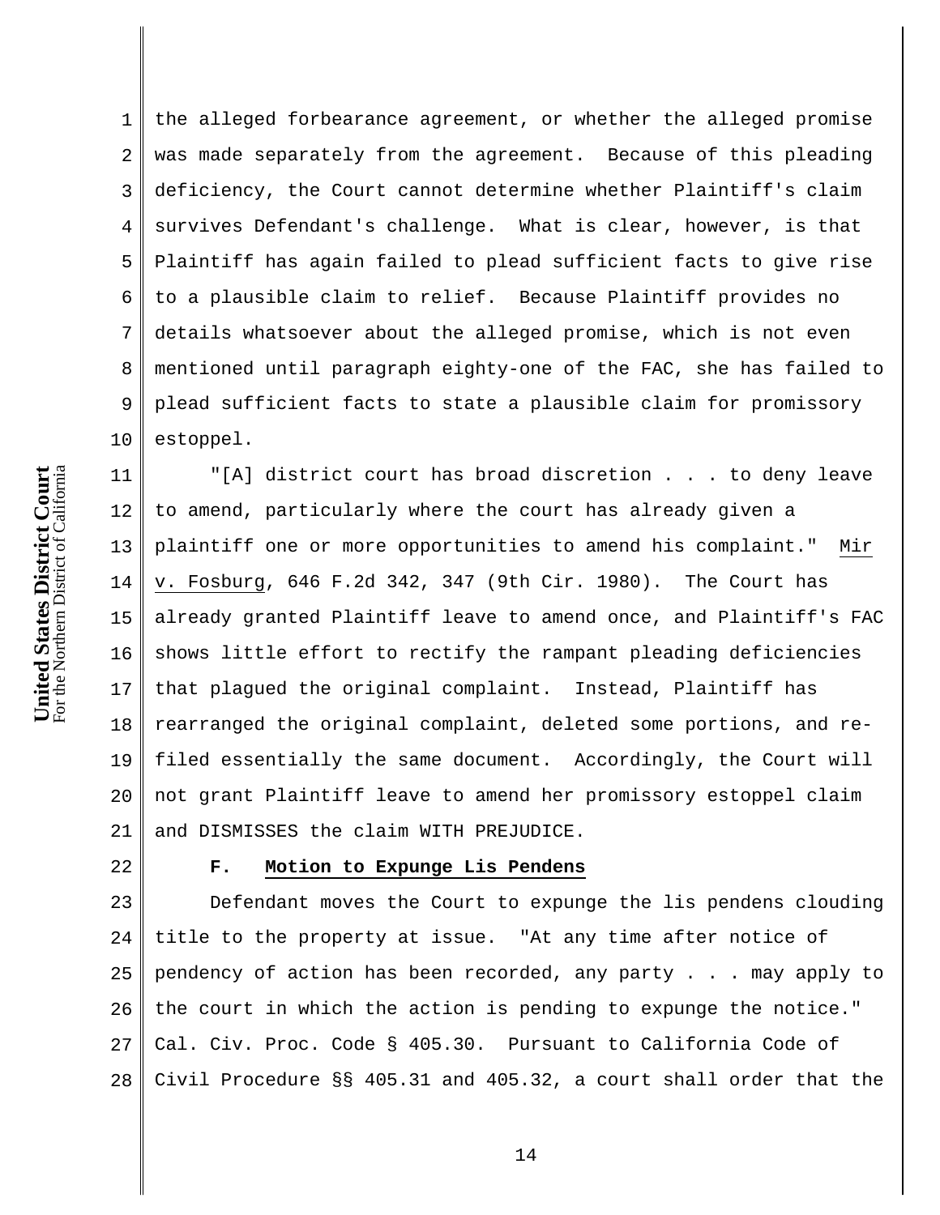the alleged forbearance agreement, or whether the alleged promise was made separately from the agreement. Because of this pleading deficiency, the Court cannot determine whether Plaintiff's claim survives Defendant's challenge. What is clear, however, is that Plaintiff has again failed to plead sufficient facts to give rise to a plausible claim to relief. Because Plaintiff provides no details whatsoever about the alleged promise, which is not even mentioned until paragraph eighty-one of the FAC, she has failed to plead sufficient facts to state a plausible claim for promissory estoppel.

"[A] district court has broad discretion . . . to deny leave to amend, particularly where the court has already given a plaintiff one or more opportunities to amend his complaint." Mir v. Fosburg, 646 F.2d 342, 347 (9th Cir. 1980). The Court has already granted Plaintiff leave to amend once, and Plaintiff's FAC shows little effort to rectify the rampant pleading deficiencies that plagued the original complaint. Instead, Plaintiff has rearranged the original complaint, deleted some portions, and re-filed essentially the same document. Accordingly, the Court will not grant Plaintiff leave to amend her promissory estoppel claim and DISMISSES the claim WITH PREJUDICE.

### F. Motion to Expunge Lis Pendens

Defendant moves the Court to expunge the lis pendens clouding title to the property at issue. "At any time after notice of pendency of action has been recorded, any party . . . may apply to the court in which the action is pending to expunge the notice." Cal. Civ. Proc. Code § 405.30. Pursuant to California Code of Civil Procedure §§ 405.31 and 405.32, a court shall order that the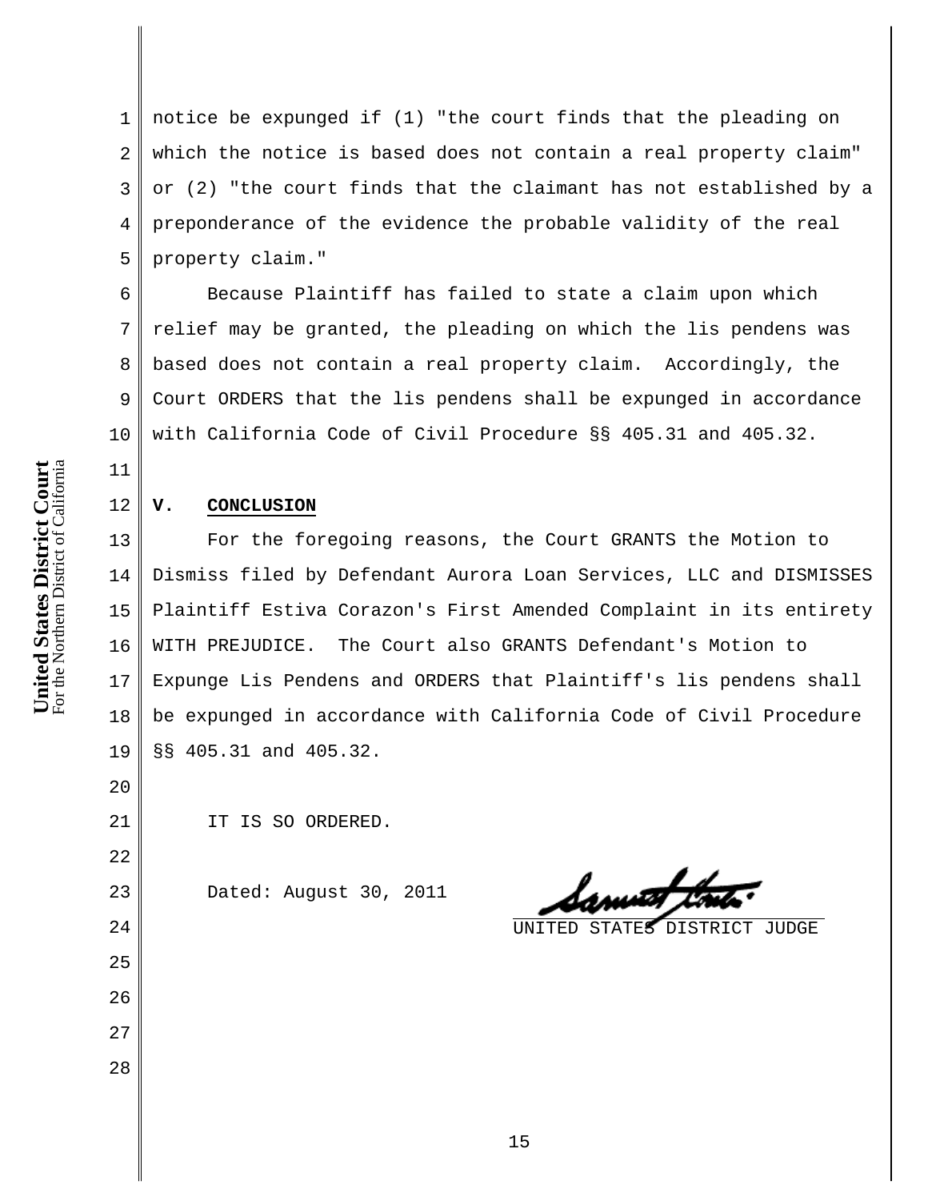notice be expunged if (1) "the court finds that the pleading on which the notice is based does not contain a real property claim" or (2) "the court finds that the claimant has not established by a preponderance of the evidence the probable validity of the real property claim."

Because Plaintiff has failed to state a claim upon which relief may be granted, the pleading on which the lis pendens was based does not contain a real property claim. Accordingly, the Court ORDERS that the lis pendens shall be expunged in accordance with California Code of Civil Procedure §§ 405.31 and 405.32.

## V. CONCLUSION

For the foregoing reasons, the Court GRANTS the Motion to Dismiss filed by Defendant Aurora Loan Services, LLC and DISMISSES Plaintiff Estiva Corazon's First Amended Complaint in its entirety WITH PREJUDICE. The Court also GRANTS Defendant's Motion to Expunge Lis Pendens and ORDERS that Plaintiff's lis pendens shall be expunged in accordance with California Code of Civil Procedure §§ 405.31 and 405.32.

IT IS SO ORDERED.

Dated: August 30, 2011

UNITED STATES DISTRICT JUDGE